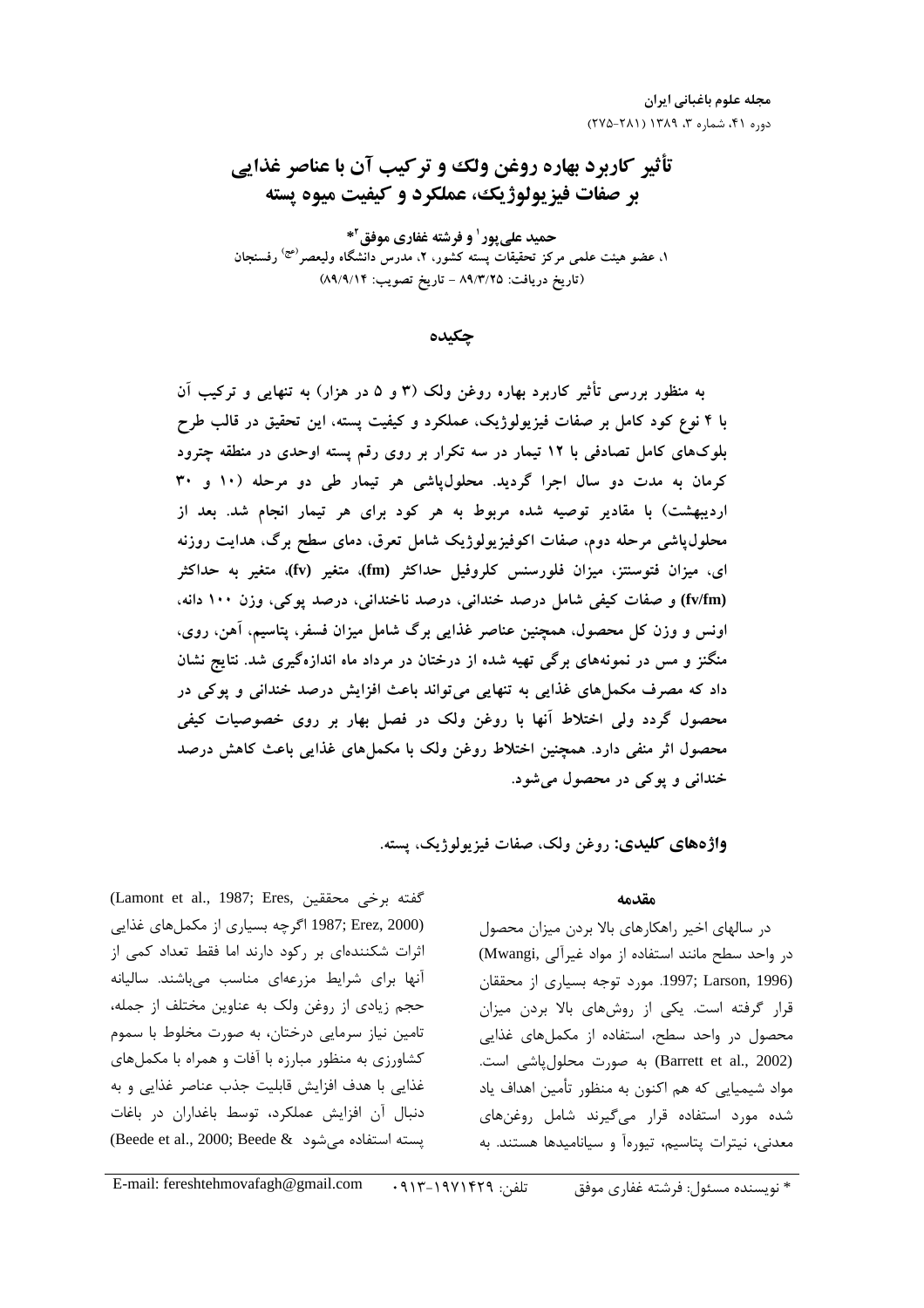# تأثیر کاربرد بهاره روغن ولک و ترکیب آن با عناصر غذایی بر صفات فیزیولوژیک، عملکرد و کیفیت میوه پسته

**حمید علی‌پور[1] و فرشته غفاری موفق[2]***

۱، عضو هیئت علمی مرکز تحقیقات پسته کشور، ۲، مدرس دانشگاه ولیعصر(عج) رفسنجان
(تاریخ دریافت: ۸۹/۳/۲۵ - تاریخ تصویب: ۸۹/۹/۱۴)

## چکیده

**به منظور بررسی تأثیر کاربرد بهاره روغن ولک (۳ و ۵ در هزار) به تنهایی و ترکیب آن با ۴ نوع کود کامل بر صفات فیزیولوژیک، عملکرد و کیفیت پسته، این تحقیق در قالب طرح بلوک‌های کامل تصادفی با ۱۲ تیمار در سه تکرار بر روی رقم پسته اوحدی در منطقه چترود کرمان به مدت دو سال اجرا گردید. محلول‌پاشی هر تیمار طی دو مرحله (۱۰ و ۳۰ اردیبهشت) با مقادیر توصیه شده مربوط به هر کود برای هر تیمار انجام شد. بعد از محلول‌پاشی مرحله دوم، صفات اکوفیزیولوژیک شامل تعرق، دمای سطح برگ، هدایت روزنه ای، میزان فتوسنتز، میزان فلورسنس کلروفیل حداکثر (fm)، متغیر (fv)، متغیر به حداکثر (fv/fm) و صفات کیفی شامل درصد خندانی، درصد ناخندانی، درصد پوکی، وزن ۱۰۰ دانه، اونس و وزن کل محصول، همچنین عناصر غذایی برگ شامل میزان فسفر، پتاسیم، آهن، روی، منگنز و مس در نمونه‌های برگی تهیه شده از درختان در مرداد ماه اندازه‌گیری شد. نتایج نشان داد که مصرف مکمل‌های غذایی به تنهایی می‌تواند باعث افزایش درصد خندانی و پوکی در محصول گردد ولی اختلاط آنها با روغن ولک در فصل بهار بر روی خصوصیات کیفی محصول اثر منفی دارد. همچنین اختلاط روغن ولک با مکمل‌های غذایی باعث کاهش درصد خندانی و پوکی در محصول می‌شود.**

**واژه‌های کلیدی:** روغن ولک، صفات فیزیولوژیک، پسته.

## مقدمه

در سالهای اخیر راهکارهای بالا بردن میزان محصول در واحد سطح مانند استفاده از مواد غیرآلی (Mwangi, 1997; Larson, 1996). مورد توجه بسیاری از محققان قرار گرفته است. یکی از روش‌های بالا بردن میزان محصول در واحد سطح، استفاده از مکمل‌های غذایی (Barrett et al., 2002) به صورت محلول‌پاشی است. مواد شیمیایی که هم اکنون به منظور تأمین اهداف یاد شده مورد استفاده قرار می‌گیرند شامل روغن‌های معدنی، نیترات پتاسیم، تیوره‌آ و سیانامیدها هستند. به گفته برخی محققین (Lamont et al., 1987; Eres, 1987; Erez, 2000) اگرچه بسیاری از مکمل‌های غذایی اثرات شکننده‌ای بر رکود دارند اما فقط تعداد کمی از آنها برای شرایط مزرعه‌ای مناسب می‌باشند. سالیانه حجم زیادی از روغن ولک به عناوین مختلف از جمله، تامین نیاز سرمایی درختان، به صورت مخلوط با سموم کشاورزی به منظور مبارزه با آفات و همراه با مکمل‌های غذایی با هدف افزایش قابلیت جذب عناصر غذایی و به دنبال آن افزایش عملکرد، توسط باغداران در باغات پسته استفاده می‌شود (Beede et al., 2000; Beede &

* نویسنده مسئول: فرشته غفاری موفق     تلفن: ۰۹۱۳-۱۹۷۱۴۲۹     E-mail: fereshtehmovafagh@gmail.com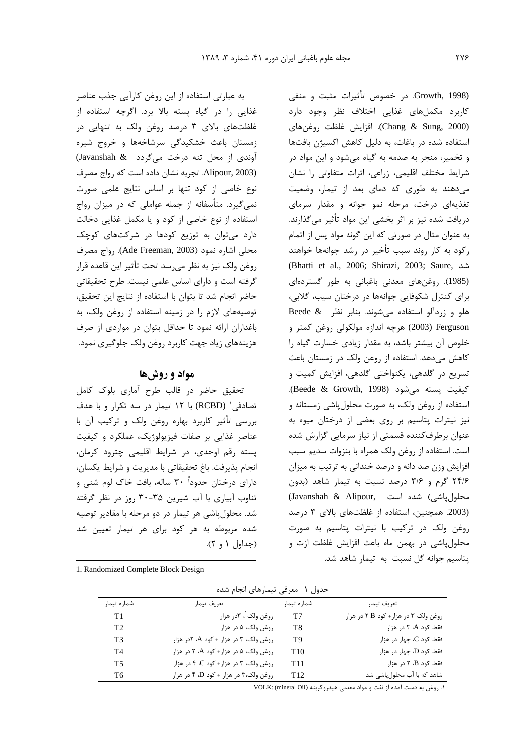(Growth, 1998. در خصوص تأثیرات مثبت و منفی کاربرد مکمل‌های غذایی اختلاف نظر وجود دارد (Chang & Sung, 2000). افزایش غلظت روغن‌های استفاده شده در باغات، به دلیل کاهش اکسیژن بافت‌ها و تخمیر، منجر به صدمه به گیاه می‌شود و این مواد در شرایط مختلف اقلیمی، زراعی، اثرات متفاوتی را نشان می‌دهند به طوری که دمای بعد از تیمار، وضعیت تغذیه‌ای درخت، مرحله نمو جوانه و مقدار سرمای دریافت شده نیز بر اثر بخشی این مواد تأثیر می‌گذارند. به عنوان مثال در صورتی که این گونه مواد پس از اتمام رکود به کار روند سبب تأخیر در رشد جوانه‌ها خواهند شد (Bhatti et al., 2006; Shirazi, 2003; Saure, 1985). روغن‌های معدنی باغبانی به طور گسترده‌ای برای کنترل شکوفایی جوانه‌ها در درختان سیب، گلابی، هلو و زردآلو استفاده می‌شوند. بنابر نظر Beede & Ferguson (2003) هرچه اندازه مولکولی روغن کمتر و خلوص آن بیشتر باشد، به مقدار زیادی خسارت گیاه را کاهش می‌دهد. استفاده از روغن ولک در زمستان باعث تسریع در گلدهی، یکنواختی گلدهی، افزایش کمیت و کیفیت پسته می‌شود (Beede & Growth, 1998). استفاده از روغن ولک، به صورت محلول‌پاشی زمستانه و نیز نیترات پتاسیم بر روی بعضی از درختان میوه به عنوان برطرف‌کننده قسمتی از نیاز سرمایی گزارش شده است. استفاده از روغن ولک همراه با بنزوات سدیم سبب افزایش وزن صد دانه و درصد خندانی به ترتیب به میزان ۲۴/۶ گرم و ۳/۶ درصد نسبت به تیمار شاهد (بدون محلول‌پاشی) شده است (Javanshah & Alipour, 2003). همچنین، استفاده از غلظت‌های بالای ۳ درصد روغن ولک در ترکیب با نیترات پتاسیم به صورت محلول‌پاشی در بهمن ماه باعث افزایش غلظت ازت و پتاسیم جوانه گل نسبت به تیمار شاهد شد.

به عبارتی استفاده از این روغن کارآیی جذب عناصر غذایی را در گیاه پسته بالا برد. اگرچه استفاده از غلظت‌های بالای ۳ درصد روغن ولک به تنهایی در زمستان باعث خشکیدگی سرشاخه‌ها و خروج شیره آوندی از محل تنه درخت می‌گردد (Javanshah & Alipour, 2003). تجربه نشان داده است که رواج مصرف نوع خاصی از کود تنها بر اساس نتایج علمی صورت نمی‌گیرد. متأسفانه از جمله عواملی که در میزان رواج استفاده از نوع خاصی از کود و یا مکمل غذایی دخالت دارد می‌توان به توزیع کودها در شرکت‌های کوچک محلی اشاره نمود (Ade Freeman, 2003). رواج مصرف روغن ولک نیز به نظر می‌رسد تحت تأثیر این قاعده قرار گرفته است و دارای اساس علمی نیست. طرح تحقیقاتی حاضر انجام شد تا بتوان با استفاده از نتایج این تحقیق، توصیه‌های لازم را در زمینه استفاده از روغن ولک، به باغداران ارائه نمود تا حداقل بتوان در مواردی از صرف هزینه‌های زیاد جهت کاربرد روغن ولک جلوگیری نمود.

## مواد و روش‌ها

تحقیق حاضر در قالب طرح آماری بلوک کامل تصادفی[1] (RCBD) با ۱۲ تیمار در سه تکرار و با هدف بررسی تأثیر کاربرد بهاره روغن ولک و ترکیب آن با عناصر غذایی بر صفات فیزیولوژیک، عملکرد و کیفیت پسته رقم اوحدی، در شرایط اقلیمی چترود کرمان، انجام پذیرفت. باغ تحقیقاتی با مدیریت و شرایط یکسان، دارای درختان حدوداً ۳۰ ساله، بافت خاک لوم شنی و تناوب آبیاری با آب شیرین ۳۵-۳۰ روز در نظر گرفته شد. محلول‌پاشی هر تیمار در دو مرحله با مقادیر توصیه شده مربوطه به هر کود برای هر تیمار تعیین شد (جداول ۱ و ۲).

1. Randomized Complete Block Design

جدول ۱- معرفی تیمارهای انجام شده

| تعریف تیمار | شماره تیمار | تعریف تیمار | شماره تیمار |
|---|---|---|---|
| روغن ولک ۳ در هزار+ کود B ۲ در هزار | T7 | روغن ولک[1]، ۳در هزار | T1 |
| فقط کود A، ۲ در هزار | T8 | روغن ولک، ۵ در هزار | T2 |
| فقط کود C، چهار در هزار | T9 | روغن ولک، ۳ در هزار + کود A، ۲در هزار | T3 |
| فقط کود D، چهار در هزار | T10 | روغن ولک، ۵ در هزار+ کود A، ۲ در هزار | T4 |
| فقط کود B، ۲ در هزار | T11 | روغن ولک، ۳ در هزار+ کود C، ۴ در هزار | T5 |
| شاهد که با آب محلول‌پاشی شد | T12 | روغن ولک،۳ در هزار + کود D، ۴ در هزار | T6 |

۱. روغن به دست آمده از نفت و مواد معدنی هیدروکربنه VOLK: (mineral Oil)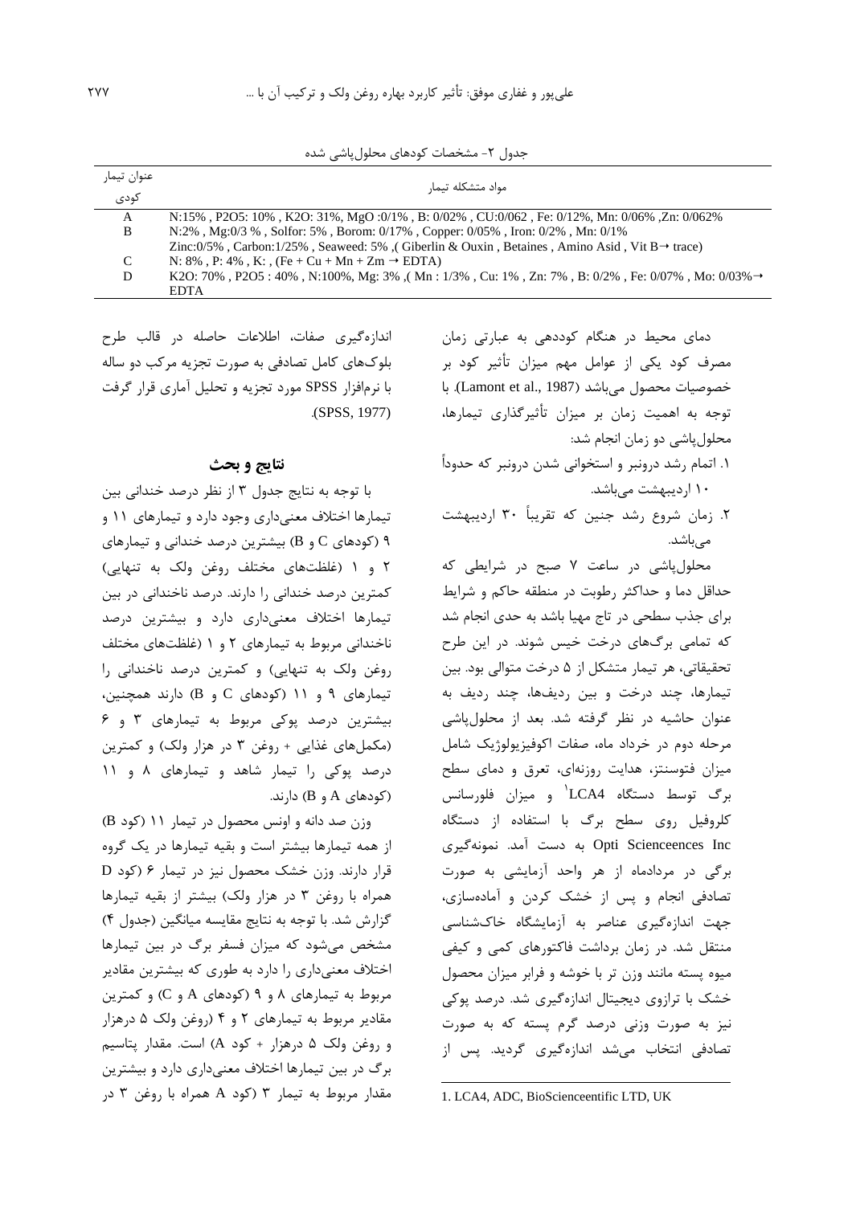جدول ۲- مشخصات کودهای محلول‌پاشی شده

| عنوان تیمار کودی | مواد متشکله تیمار |
|---|---|
| A | N:15% , P2O5: 10% , K2O: 31%, MgO :0/1% , B: 0/02% , CU:0/062 , Fe: 0/12%, Mn: 0/06% ,Zn: 0/062% |
| B | N:2% , Mg:0/3 % , Solfor: 5% , Borom: 0/17% , Copper: 0/05% , Iron: 0/2% , Mn: 0/1% Zinc:0/5% , Carbon:1/25% , Seaweed: 5% ,( Giberlin & Ouxin , Betaines , Amino Asid , Vit B→ trace) |
| C | N: 8% , P: 4% , K: , (Fe + Cu + Mn + Zm → EDTA) |
| D | K2O: 70% , P2O5 : 40% , N:100%, Mg: 3% ,( Mn : 1/3% , Cu: 1% , Zn: 7% , B: 0/2% , Fe: 0/07% , Mo: 0/03%→ EDTA |

دمای محیط در هنگام کوددهی به عبارتی زمان مصرف کود یکی از عوامل مهم میزان تأثیر کود بر خصوصیات محصول می‌باشد (Lamont et al., 1987). با توجه به اهمیت زمان بر میزان تأثیرگذاری تیمارها، محلول‌پاشی دو زمان انجام شد:

۱. اتمام رشد درونبر و استخوانی شدن درونبر که حدوداً ۱۰ اردیبهشت می‌باشد.

۲. زمان شروع رشد جنین که تقریباً ۳۰ اردیبهشت می‌باشد.

محلول‌پاشی در ساعت ۷ صبح در شرایطی که حداقل دما و حداکثر رطوبت در منطقه حاکم و شرایط برای جذب سطحی در تاج مهیا باشد به حدی انجام شد که تمامی برگ‌های درخت خیس شوند. در این طرح تحقیقاتی، هر تیمار متشکل از ۵ درخت متوالی بود. بین تیمارها، چند درخت و بین ردیف‌ها، چند ردیف به عنوان حاشیه در نظر گرفته شد. بعد از محلول‌پاشی مرحله دوم در خرداد ماه، صفات اکوفیزیولوژیک شامل میزان فتوسنتز، هدایت روزنه‌ای، تعرق و دمای سطح برگ توسط دستگاه LCA4[1] و میزان فلورسانس کلروفیل روی سطح برگ با استفاده از دستگاه Opti Scienceences Inc به دست آمد. نمونه‌گیری برگی در مردادماه از هر واحد آزمایشی به صورت تصادفی انجام و پس از خشک کردن و آماده‌سازی، جهت اندازه‌گیری عناصر به آزمایشگاه خاک‌شناسی منتقل شد. در زمان برداشت فاکتورهای کمی و کیفی میوه پسته مانند وزن تر با خوشه و فرابر میزان محصول خشک با ترازوی دیجیتال اندازه‌گیری شد. درصد پوکی نیز به صورت وزنی درصد گرم پسته که به صورت تصادفی انتخاب می‌شد اندازه‌گیری گردید. پس از اندازه‌گیری صفات، اطلاعات حاصله در قالب طرح بلوک‌های کامل تصادفی به صورت تجزیه مرکب دو ساله با نرم‌افزار SPSS مورد تجزیه و تحلیل آماری قرار گرفت (SPSS, 1977).

## نتایج و بحث

با توجه به نتایج جدول ۳ از نظر درصد خندانی بین تیمارها اختلاف معنی‌داری وجود دارد و تیمارهای ۱۱ و ۹ (کودهای C و B) بیشترین درصد خندانی و تیمارهای ۲ و ۱ (غلظت‌های مختلف روغن ولک به تنهایی) کمترین درصد خندانی را دارند. درصد ناخندانی در بین تیمارها اختلاف معنی‌داری دارد و بیشترین درصد ناخندانی مربوط به تیمارهای ۲ و ۱ (غلظت‌های مختلف روغن ولک به تنهایی) و کمترین درصد ناخندانی را تیمارهای ۹ و ۱۱ (کودهای C و B) دارند همچنین، بیشترین درصد پوکی مربوط به تیمارهای ۳ و ۶ (مکمل‌های غذایی + روغن ۳ در هزار ولک) و کمترین درصد پوکی را تیمار شاهد و تیمارهای ۸ و ۱۱ (کودهای A و B) دارند.

وزن صد دانه و اونس محصول در تیمار ۱۱ (کود B) از همه تیمارها بیشتر است و بقیه تیمارها در یک گروه قرار دارند. وزن خشک محصول نیز در تیمار ۶ (کود D همراه با روغن ۳ در هزار ولک) بیشتر از بقیه تیمارها گزارش شد. با توجه به نتایج مقایسه میانگین (جدول ۴) مشخص می‌شود که میزان فسفر برگ در بین تیمارها اختلاف معنی‌داری را دارد به طوری که بیشترین مقادیر مربوط به تیمارهای ۸ و ۹ (کودهای A و C) و کمترین مقادیر مربوط به تیمارهای ۲ و ۴ (روغن ولک ۵ درهزار و روغن ولک ۵ درهزار + کود A) است. مقدار پتاسیم برگ در بین تیمارها اختلاف معنی‌داری دارد و بیشترین مقدار مربوط به تیمار ۳ (کود A همراه با روغن ۳ در

---

1. LCA4, ADC, BioScienceentific LTD, UK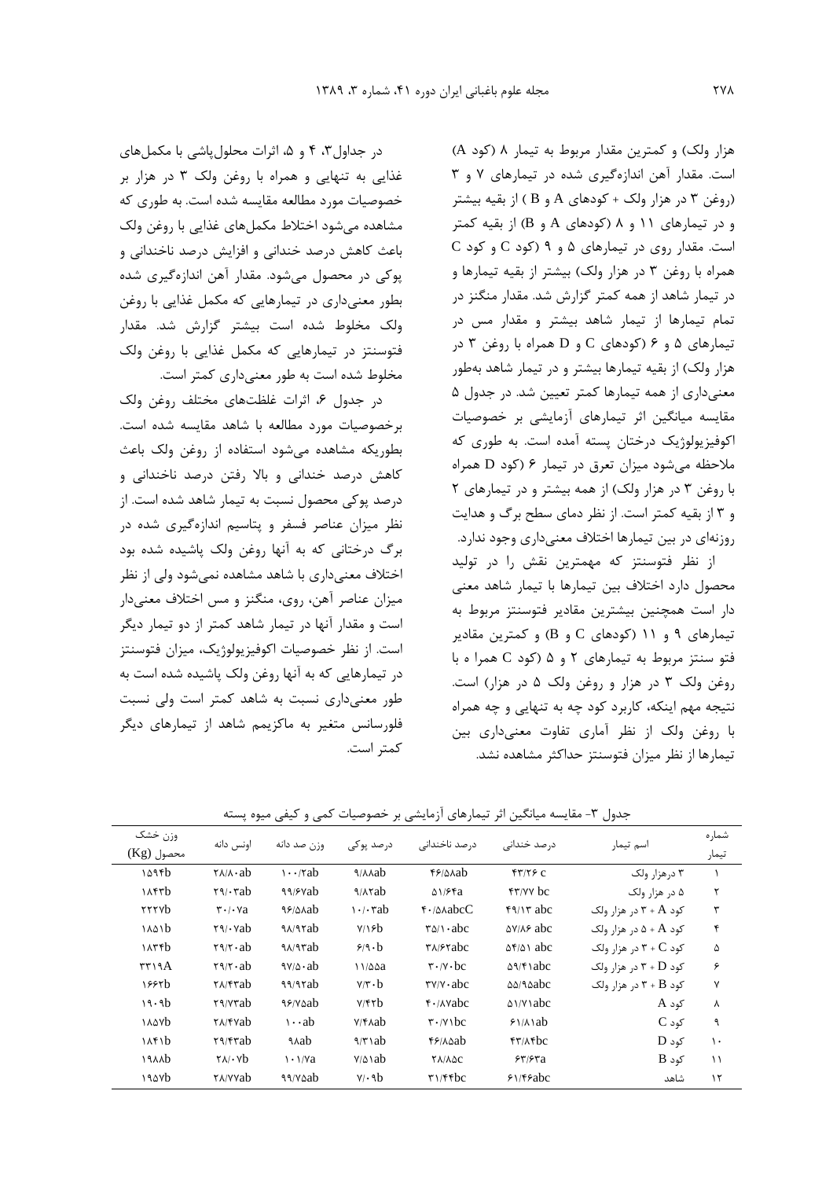هزار ولک) و کمترین مقدار مربوط به تیمار ۸ (کود A) است. مقدار آهن اندازه‌گیری شده در تیمارهای ۷ و ۳ (روغن ۳ در هزار ولک + کودهای A و B ) از بقیه بیشتر و در تیمارهای ۱۱ و ۸ (کودهای A و B) از بقیه کمتر است. مقدار روی در تیمارهای ۵ و ۹ (کود C و کود C همراه با روغن ۳ در هزار ولک) بیشتر از بقیه تیمارها و در تیمار شاهد از همه کمتر گزارش شد. مقدار منگنز در تمام تیمارها از تیمار شاهد بیشتر و مقدار مس در تیمارهای ۵ و ۶ (کودهای C و D همراه با روغن ۳ در هزار ولک) از بقیه تیمارها بیشتر و در تیمار شاهد به‌طور معنی‌داری از همه تیمارها کمتر تعیین شد. در جدول ۵ مقایسه میانگین اثر تیمارهای آزمایشی بر خصوصیات اکوفیزیولوژیک درختان پسته آمده است. به طوری که ملاحظه می‌شود میزان تعرق در تیمار ۶ (کود D همراه با روغن ۳ در هزار ولک) از همه بیشتر و در تیمارهای ۲ و ۳ از بقیه کمتر است. از نظر دمای سطح برگ و هدایت روزنه‌ای در بین تیمارها اختلاف معنی‌داری وجود ندارد.

از نظر فتوسنتز که مهمترین نقش را در تولید محصول دارد اختلاف بین تیمارها با تیمار شاهد معنی دار است همچنین بیشترین مقادیر فتوسنتز مربوط به تیمارهای ۹ و ۱۱ (کودهای C و B) و کمترین مقادیر فتو سنتز مربوط به تیمارهای ۲ و ۵ (کود C همرا ه با روغن ولک ۳ در هزار و روغن ولک ۵ در هزار) است. نتیجه مهم اینکه، کاربرد کود چه به تنهایی و چه همراه با روغن ولک از نظر آماری تفاوت معنی‌داری بین تیمارها از نظر میزان فتوسنتز حداکثر مشاهده نشد.

در جداول۳، ۴ و ۵، اثرات محلول‌پاشی با مکمل‌های غذایی به تنهایی و همراه با روغن ولک ۳ در هزار بر خصوصیات مورد مطالعه مقایسه شده است. به طوری که مشاهده می‌شود اختلاط مکمل‌های غذایی با روغن ولک باعث کاهش درصد خندانی و افزایش درصد ناخندانی و پوکی در محصول می‌شود. مقدار آهن اندازه‌گیری شده بطور معنی‌داری در تیمارهایی که مکمل غذایی با روغن ولک مخلوط شده است بیشتر گزارش شد. مقدار فتوسنتز در تیمارهایی که مکمل غذایی با روغن ولک مخلوط شده است به طور معنی‌داری کمتر است.

در جدول ۶، اثرات غلظت‌های مختلف روغن ولک برخصوصیات مورد مطالعه با شاهد مقایسه شده است. بطوریکه مشاهده می‌شود استفاده از روغن ولک باعث کاهش درصد خندانی و بالا رفتن درصد ناخندانی و درصد پوکی محصول نسبت به تیمار شاهد شده است. از نظر میزان عناصر فسفر و پتاسیم اندازه‌گیری شده در برگ درختانی که به آنها روغن ولک پاشیده شده بود اختلاف معنی‌داری با شاهد مشاهده نمی‌شود ولی از نظر میزان عناصر آهن، روی، منگنز و مس اختلاف معنی‌دار است و مقدار آنها در تیمار شاهد کمتر از دو تیمار دیگر است. از نظر خصوصیات اکوفیزیولوژیک، میزان فتوسنتز در تیمارهایی که به آنها روغن ولک پاشیده شده است به طور معنی‌داری نسبت به شاهد کمتر است ولی نسبت فلورسانس متغیر به ماکزیمم شاهد از تیمارهای دیگر کمتر است.

جدول ۳- مقایسه میانگین اثر تیمارهای آزمایشی بر خصوصیات کمی و کیفی میوه پسته

| شماره تیمار | اسم تیمار | درصد خندانی | درصد ناخندانی | درصد پوکی | وزن صد دانه | اونس دانه | وزن خشک محصول (Kg) |
|---|---|---|---|---|---|---|---|
| ۱ | ۳ درهزار ولک | ۴۳/۲۶ c | ۴۶/۵۸ab | ۹/۸۸ab | ۱۰۰/۲ab | ۲۸/۸۰ab | ۱۵۹۴b |
| ۲ | ۵ در هزار ولک | ۴۳/۷۷ bc | ۵۱/۶۴a | ۹/۸۲ab | ۹۹/۶۷ab | ۲۹/۰۳ab | ۱۸۴۳b |
| ۳ | کود A + ۳ در هزار ولک | ۴۹/۱۳ abc | ۴۰/۵۸abcC | ۱۰/۰۳ab | ۹۶/۵۸ab | ۳۰/۰۷a | ۲۲۲۷b |
| ۴ | کود A + ۵ در هزار ولک | ۵۷/۸۶ abc | ۳۵/۱۰abc | ۷/۱۶b | ۹۸/۹۲ab | ۲۹/۰۷ab | ۱۸۵۱b |
| ۵ | کود C + ۳ در هزار ولک | ۵۴/۵۱ abc | ۳۸/۶۲abc | ۶/۹۰b | ۹۸/۹۳ab | ۲۹/۲۰ab | ۱۸۳۴b |
| ۶ | کود D + ۳ در هزار ولک | ۵۹/۴۱abc | ۳۰/۷۰bc | ۱۱/۵۵a | ۹۷/۵۰ab | ۲۹/۲۰ab | ۳۳۱۹A |
| ۷ | کود B + ۳ در هزار ولک | ۵۵/۹۵abc | ۳۷/۷۰abc | ۷/۳۰b | ۹۹/۹۲ab | ۲۸/۴۳ab | ۱۶۶۲b |
| ۸ | کود A | ۵۱/۷۱abc | ۴۰/۸۷abc | ۷/۴۲b | ۹۶/۷۵ab | ۲۹/۷۳ab | ۱۹۰۹b |
| ۹ | کود C | ۶۱/۸۱ab | ۳۰/۷۱bc | ۷/۴۸ab | ۱۰۰ab | ۲۸/۴۷ab | ۱۸۵۷b |
| ۱۰ | کود D | ۴۳/۸۴bc | ۴۶/۸۵ab | ۹/۳۱ab | ۹۸ab | ۲۹/۴۳ab | ۱۸۴۱b |
| ۱۱ | کود B | ۶۳/۶۳a | ۲۸/۸۵c | ۷/۵۱ab | ۱۰۱/۷a | ۲۸/۰۷b | ۱۹۸۸b |
| ۱۲ | شاهد | ۶۱/۴۶abc | ۳۱/۴۴bc | ۷/۰۹b | ۹۹/۷۵ab | ۲۸/۷۷ab | ۱۹۵۷b |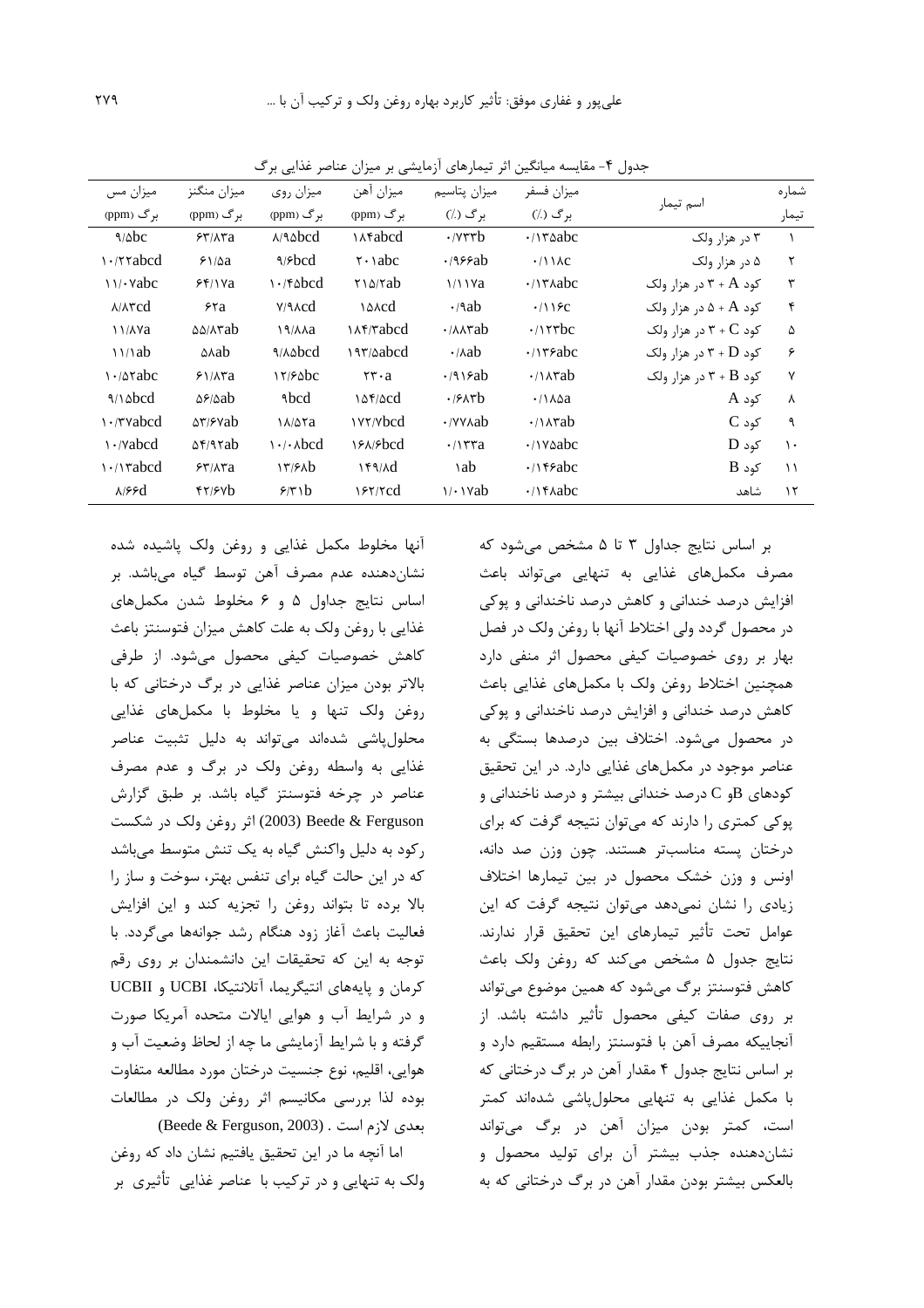جدول ۴- مقایسه میانگین اثر تیمارهای آزمایشی بر میزان عناصر غذایی برگ

| شماره تیمار | اسم تیمار | میزان فسفر برگ (٪) | میزان پتاسیم برگ (٪) | میزان آهن برگ (ppm) | میزان روی برگ (ppm) | میزان منگنز برگ (ppm) | میزان مس برگ (ppm) |
|---|---|---|---|---|---|---|---|
| ۱ | ۳ در هزار ولک | ۰/۱۳۵abc | ۰/۷۳۳b | ۱۸۴abcd | ۸/۹۵bcd | ۶۳/۸۳a | ۹/۵bc |
| ۲ | ۵ در هزار ولک | ۰/۱۱۸c | ۰/۹۶۶ab | ۲۰۱abc | ۹/۶bcd | ۶۱/۵a | ۱۰/۲۲abcd |
| ۳ | کود A + ۳ در هزار ولک | ۰/۱۳۸abc | ۱/۱۱۷a | ۲۱۵/۲ab | ۱۰/۴۵bcd | ۶۴/۱۷a | ۱۱/۰۷abc |
| ۴ | کود A + ۵ در هزار ولک | ۰/۱۱۶c | ۰/۹ab | ۱۵۸cd | ۷/۹۸cd | ۶۲a | ۸/۸۳cd |
| ۵ | کود C + ۳ در هزار ولک | ۰/۱۲۳bc | ۰/۸۸۳ab | ۱۸۴/۳abcd | ۱۹/۸۸a | ۵۵/۸۳ab | ۱۱/۸۷a |
| ۶ | کود D + ۳ در هزار ولک | ۰/۱۳۶abc | ۰/۸ab | ۱۹۳/۵abcd | ۹/۸۵bcd | ۵۸ab | ۱۱/۱ab |
| ۷ | کود B + ۳ در هزار ولک | ۰/۱۸۳ab | ۰/۹۱۶ab | ۲۳۰a | ۱۲/۶۵bc | ۶۱/۸۳a | ۱۰/۵۲abc |
| ۸ | کود A | ۰/۱۸۵a | ۰/۶۸۳b | ۱۵۴/۵cd | ۹bcd | ۵۶/۵ab | ۹/۱۵bcd |
| ۹ | کود C | ۰/۱۸۳ab | ۰/۷۷۸ab | ۱۷۲/۷bcd | ۱۸/۵۲a | ۵۳/۶۷ab | ۱۰/۳۷abcd |
| ۱۰ | کود D | ۰/۱۷۵abc | ۰/۱۳۳a | ۱۶۸/۶bcd | ۱۰/۰۸bcd | ۵۴/۹۲ab | ۱۰/۷abcd |
| ۱۱ | کود B | ۰/۱۴۶abc | ۱ab | ۱۴۹/۸d | ۱۳/۶۸b | ۶۳/۸۳a | ۱۰/۱۳abcd |
| ۱۲ | شاهد | ۰/۱۴۸abc | ۱/۰۱۷ab | ۱۶۲/۲cd | ۶/۳۱b | ۴۲/۶۷b | ۸/۶۶d |

بر اساس نتایج جداول ۳ تا ۵ مشخص می‌شود که مصرف مکمل‌های غذایی به تنهایی می‌تواند باعث افزایش درصد خندانی و کاهش درصد ناخندانی و پوکی در محصول گردد ولی اختلاط آنها با روغن ولک در فصل بهار بر روی خصوصیات کیفی محصول اثر منفی دارد همچنین اختلاط روغن ولک با مکمل‌های غذایی باعث کاهش درصد خندانی و افزایش درصد ناخندانی و پوکی در محصول می‌شود. اختلاف بین درصدها بستگی به عناصر موجود در مکمل‌های غذایی دارد. در این تحقیق کودهای Bو C درصد خندانی بیشتر و درصد ناخندانی و پوکی کمتری را دارند که می‌توان نتیجه گرفت که برای درختان پسته مناسب‌تر هستند. چون وزن صد دانه، اونس و وزن خشک محصول در بین تیمارها اختلاف زیادی را نشان نمی‌دهد می‌توان نتیجه گرفت که این عوامل تحت تأثیر تیمارهای این تحقیق قرار ندارند. نتایج جدول ۵ مشخص می‌کند که روغن ولک باعث کاهش فتوسنتز برگ می‌شود که همین موضوع می‌تواند بر روی صفات کیفی محصول تأثیر داشته باشد. از آنجاییکه مصرف آهن با فتوسنتز رابطه مستقیم دارد و بر اساس نتایج جدول ۴ مقدار آهن در برگ درختانی که با مکمل غذایی به تنهایی محلول‌پاشی شده‌اند کمتر است، کمتر بودن میزان آهن در برگ می‌تواند نشان‌دهنده جذب بیشتر آن برای تولید محصول و بالعکس بیشتر بودن مقدار آهن در برگ درختانی که به آنها مخلوط مکمل غذایی و روغن ولک پاشیده شده نشان‌دهنده عدم مصرف آهن توسط گیاه می‌باشد. بر اساس نتایج جداول ۵ و ۶ مخلوط شدن مکمل‌های غذایی با روغن ولک به علت کاهش میزان فتوسنتز باعث کاهش خصوصیات کیفی محصول می‌شود. از طرفی بالاتر بودن میزان عناصر غذایی در برگ درختانی که با روغن ولک تنها و یا مخلوط با مکمل‌های غذایی محلول‌پاشی شده‌اند می‌تواند به دلیل تثبیت عناصر غذایی به واسطه روغن ولک در برگ و عدم مصرف عناصر در چرخه فتوسنتز گیاه باشد. بر طبق گزارش Beede & Ferguson (2003) اثر روغن ولک در شکست رکود به دلیل واکنش گیاه به یک تنش متوسط می‌باشد که در این حالت گیاه برای تنفس بهتر، سوخت و ساز را بالا برده تا بتواند روغن را تجزیه کند و این افزایش فعالیت باعث آغاز زود هنگام رشد جوانه‌ها می‌گردد. با توجه به این که تحقیقات این دانشمندان بر روی رقم کرمان و پایه‌های انتیگریما، آتلانتیکا، UCBI و UCBII و در شرایط آب و هوایی ایالات متحده آمریکا صورت گرفته و با شرایط آزمایشی ما چه از لحاظ وضعیت آب و هوایی، اقلیم، نوع جنسیت درختان مورد مطالعه متفاوت بوده لذا بررسی مکانیسم اثر روغن ولک در مطالعات بعدی لازم است . (Beede & Ferguson, 2003)

اما آنچه ما در این تحقیق یافتیم نشان داد که روغن ولک به تنهایی و در ترکیب با عناصر غذایی تأثیری بر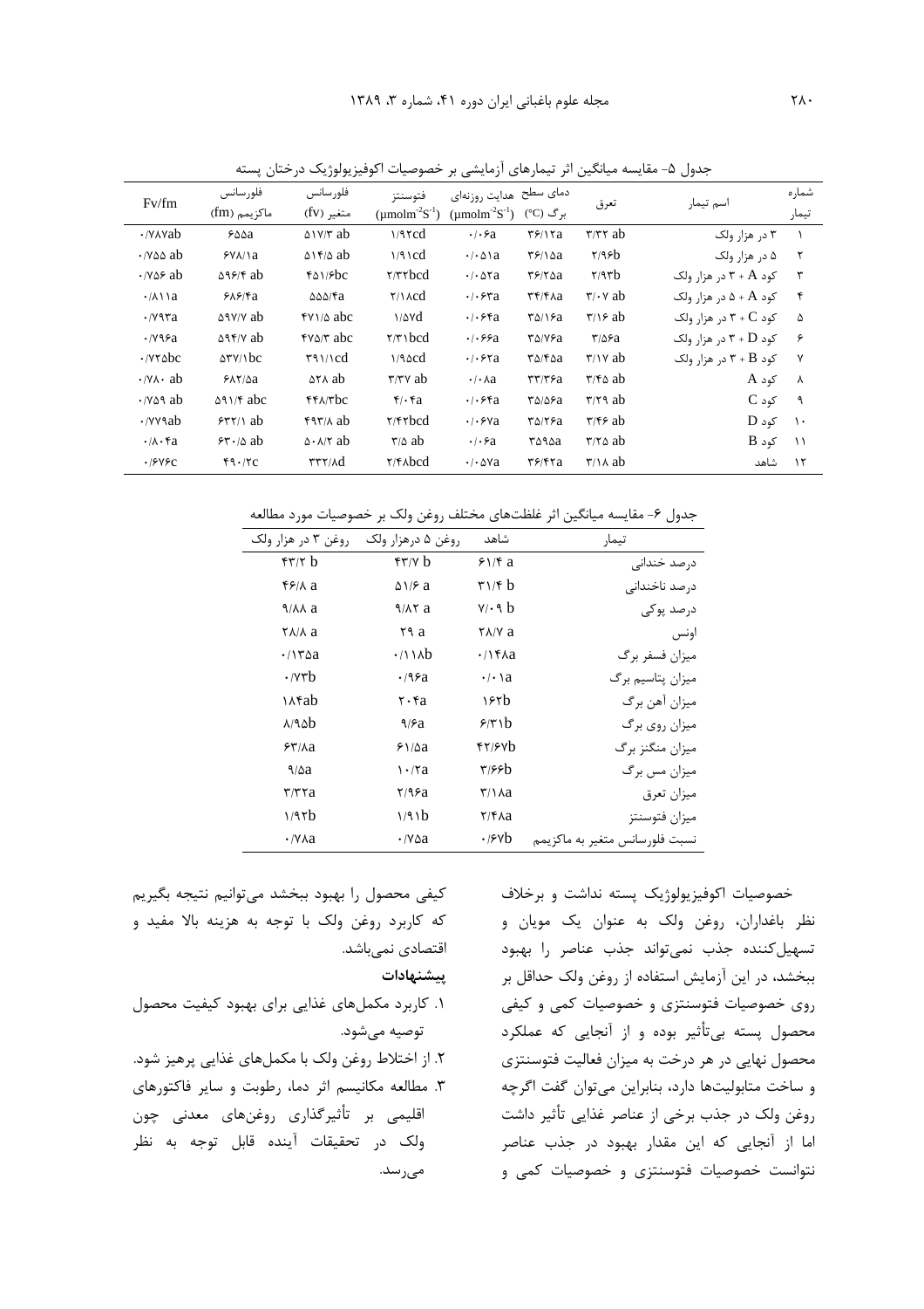جدول ۵- مقایسه میانگین اثر تیمارهای آزمایشی بر خصوصیات اکوفیزیولوژیک درختان پسته

| شماره تیمار | اسم تیمار | تعرق | دمای سطح برگ (°C) | هدایت روزنه‌ای ($\mu molm^{-2}S^{-1}$) | فتوسنتز ($\mu molm^{-2}S^{-1}$) | فلورسانس متغیر (fv) | فلورسانس ماکزیمم (fm) | Fv/fm |
|---|---|---|---|---|---|---|---|---|
| ۱ | ۳ در هزار ولک | ۳/۳۲ ab | ۳۶/۱۲a | ۰/۰۶a | ۱/۹۲cd | ۵۱۷/۳ ab | ۶۵۵a | ۰/۷۸۷ab |
| ۲ | ۵ در هزار ولک | ۲/۹۶b | ۳۶/۱۵a | ۰/۰۵۱a | ۱/۹۱cd | ۵۱۴/۵ ab | ۶۷۸/۱a | ۰/۷۵۵ ab |
| ۳ | کود A + ۳ در هزار ولک | ۲/۹۳b | ۳۶/۲۵a | ۰/۰۵۲a | ۲/۳۲bcd | ۴۵۱/۶bc | ۵۹۶/۴ ab | ۰/۷۵۶ ab |
| ۴ | کود A + ۵ در هزار ولک | ۳/۰۷ ab | ۳۴/۴۸a | ۰/۰۶۳a | ۲/۱۸cd | ۵۵۵/۴a | ۶۸۶/۴a | ۰/۸۱۱a |
| ۵ | کود C + ۳ در هزار ولک | ۳/۱۶ ab | ۳۵/۱۶a | ۰/۰۶۴a | ۱/۵۷d | ۴۷۱/۵ abc | ۵۹۷/۷ ab | ۰/۷۹۳a |
| ۶ | کود D + ۳ در هزار ولک | ۳/۵۶a | ۳۵/۷۶a | ۰/۰۶۶a | ۲/۳۱bcd | ۴۷۵/۳ abc | ۵۹۴/۷ ab | ۰/۷۹۶a |
| ۷ | کود B + ۳ در هزار ولک | ۳/۱۷ ab | ۳۵/۴۵a | ۰/۰۶۲a | ۱/۹۵cd | ۳۹۱/۱cd | ۵۳۷/۱bc | ۰/۷۲۵bc |
| ۸ | کود A | ۳/۴۵ ab | ۳۳/۳۶a | ۰/۰۸a | ۳/۳۷ ab | ۵۲۸ ab | ۶۸۲/۵a | ۰/۷۸۰ ab |
| ۹ | کود C | ۳/۲۹ ab | ۳۵/۵۶a | ۰/۰۶۴a | ۴/۰۴a | ۴۴۸/۳bc | ۵۹۱/۴ abc | ۰/۷۵۹ ab |
| ۱۰ | کود D | ۳/۴۶ ab | ۳۵/۲۶a | ۰/۰۶۷a | ۲/۴۲bcd | ۴۹۳/۸ ab | ۶۳۲/۱ ab | ۰/۷۷۹ab |
| ۱۱ | کود B | ۳/۲۵ ab | ۳۵۹۵a | ۰/۰۶a | ۳/۵ ab | ۵۰۸/۲ ab | ۶۳۰/۵ ab | ۰/۸۰۴a |
| ۱۲ | شاهد | ۳/۱۸ ab | ۳۶/۴۲a | ۰/۰۵۷a | ۲/۴۸bcd | ۳۳۲/۸d | ۴۹۰/۲c | ۰/۶۷۶c |

جدول ۶- مقایسه میانگین اثر غلظت‌های مختلف روغن ولک بر خصوصیات مورد مطالعه

| تیمار | شاهد | روغن ۵ درهزار ولک | روغن ۳ در هزار ولک |
|---|---|---|---|
| درصد خندانی | ۶۱/۴ a | ۴۳/۷ b | ۴۳/۲ b |
| درصد ناخندانی | ۳۱/۴ b | ۵۱/۶ a | ۴۶/۸ a |
| درصد پوکی | ۷/۰۹ b | ۹/۸۲ a | ۹/۸۸ a |
| اونس | ۲۸/۷ a | ۲۹ a | ۲۸/۸ a |
| میزان فسفر برگ | ۰/۱۴۸a | ۰/۱۱۸b | ۰/۱۳۵a |
| میزان پتاسیم برگ | ۰/۰۱a | ۰/۹۶a | ۰/۷۳b |
| میزان آهن برگ | ۱۶۲b | ۲۰۴a | ۱۸۴ab |
| میزان روی برگ | ۶/۳۱b | ۹/۶a | ۸/۹۵b |
| میزان منگنز برگ | ۴۲/۶۷b | ۶۱/۵a | ۶۳/۸a |
| میزان مس برگ | ۳/۶۶b | ۱۰/۲a | ۹/۵a |
| میزان تعرق | ۳/۱۸a | ۲/۹۶a | ۳/۳۲a |
| میزان فتوسنتز | ۲/۴۸a | ۱/۹۱b | ۱/۹۲b |
| نسبت فلورسانس متغیر به ماکزیمم | ۰/۶۷b | ۰/۷۵a | ۰/۷۸a |

خصوصیات اکوفیزیولوژیک پسته نداشت و برخلاف نظر باغداران، روغن ولک به عنوان یک مویان و تسهیل‌کننده جذب نمی‌تواند جذب عناصر را بهبود ببخشد، در این آزمایش استفاده از روغن ولک حداقل بر روی خصوصیات فتوسنتزی و خصوصیات کمی و کیفی محصول پسته بی‌تأثیر بوده و از آنجایی که عملکرد محصول نهایی در هر درخت به میزان فعالیت فتوسنتزی و ساخت متابولیت‌ها دارد، بنابراین می‌توان گفت اگرچه روغن ولک در جذب برخی از عناصر غذایی تأثیر داشت اما از آنجایی که این مقدار بهبود در جذب عناصر نتوانست خصوصیات فتوسنتزی و خصوصیات کمی و کیفی محصول را بهبود ببخشد می‌توانیم نتیجه بگیریم که کاربرد روغن ولک با توجه به هزینه بالا مفید و اقتصادی نمی‌باشد.

## پیشنهادات

۱. کاربرد مکمل‌های غذایی برای بهبود کیفیت محصول توصیه می‌شود.

۲. از اختلاط روغن ولک با مکمل‌های غذایی پرهیز شود.

۳. مطالعه مکانیسم اثر دما، رطوبت و سایر فاکتورهای اقلیمی بر تأثیرگذاری روغن‌های معدنی چون ولک در تحقیقات آینده قابل توجه به نظر می‌رسد.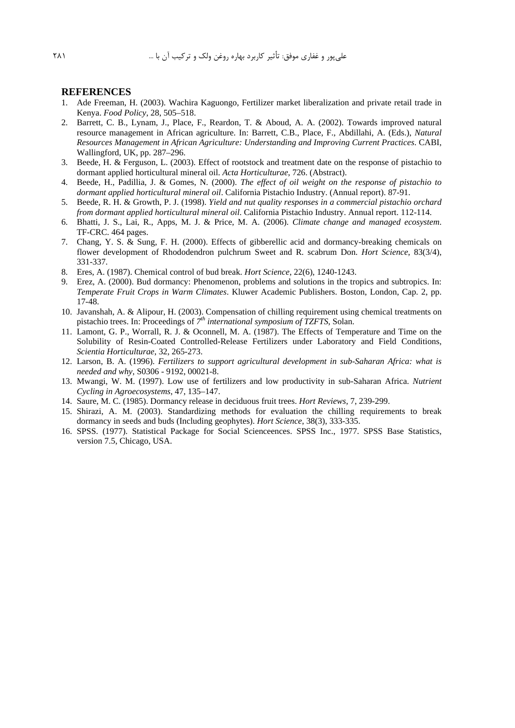## REFERENCES

1. Ade Freeman, H. (2003). Wachira Kaguongo, Fertilizer market liberalization and private retail trade in Kenya. *Food Policy*, 28, 505–518.
2. Barrett, C. B., Lynam, J., Place, F., Reardon, T. & Aboud, A. A. (2002). Towards improved natural resource management in African agriculture. In: Barrett, C.B., Place, F., Abdillahi, A. (Eds.), *Natural Resources Management in African Agriculture: Understanding and Improving Current Practices*. CABI, Wallingford, UK, pp. 287–296.
3. Beede, H. & Ferguson, L. (2003). Effect of rootstock and treatment date on the response of pistachio to dormant applied horticultural mineral oil. *Acta Horticulturae*, 726. (Abstract).
4. Beede, H., Padillia, J. & Gomes, N. (2000). *The effect of oil weight on the response of pistachio to dormant applied horticultural mineral oil*. California Pistachio Industry. (Annual report). 87-91.
5. Beede, R. H. & Growth, P. J. (1998). *Yield and nut quality responses in a commercial pistachio orchard from dormant applied horticultural mineral oil*. California Pistachio Industry. Annual report. 112-114.
6. Bhatti, J. S., Lai, R., Apps, M. J. & Price, M. A. (2006). *Climate change and managed ecosystem*. TF-CRC. 464 pages.
7. Chang, Y. S. & Sung, F. H. (2000). Effects of gibberellic acid and dormancy-breaking chemicals on flower development of Rhododendron pulchrum Sweet and R. scabrum Don. *Hort Science*, 83(3/4), 331-337.
8. Eres, A. (1987). Chemical control of bud break. *Hort Science*, 22(6), 1240-1243.
9. Erez, A. (2000). Bud dormancy: Phenomenon, problems and solutions in the tropics and subtropics. In: *Temperate Fruit Crops in Warm Climates*. Kluwer Academic Publishers. Boston, London, Cap. 2, pp. 17-48.
10. Javanshah, A. & Alipour, H. (2003). Compensation of chilling requirement using chemical treatments on pistachio trees. In: Proceedings of *7th international symposium of TZFTS*, Solan.
11. Lamont, G. P., Worrall, R. J. & Oconnell, M. A. (1987). The Effects of Temperature and Time on the Solubility of Resin-Coated Controlled-Release Fertilizers under Laboratory and Field Conditions, *Scientia Horticulturae*, 32, 265-273.
12. Larson, B. A. (1996). *Fertilizers to support agricultural development in sub-Saharan Africa: what is needed and why*, S0306 - 9192, 00021-8.
13. Mwangi, W. M. (1997). Low use of fertilizers and low productivity in sub-Saharan Africa. *Nutrient Cycling in Agroecosystems*, 47, 135–147.
14. Saure, M. C. (1985). Dormancy release in deciduous fruit trees. *Hort Reviews*, 7, 239-299.
15. Shirazi, A. M. (2003). Standardizing methods for evaluation the chilling requirements to break dormancy in seeds and buds (Including geophytes). *Hort Science*, 38(3), 333-335.
16. SPSS. (1977). Statistical Package for Social Scienceences. SPSS Inc., 1977. SPSS Base Statistics, version 7.5, Chicago, USA.